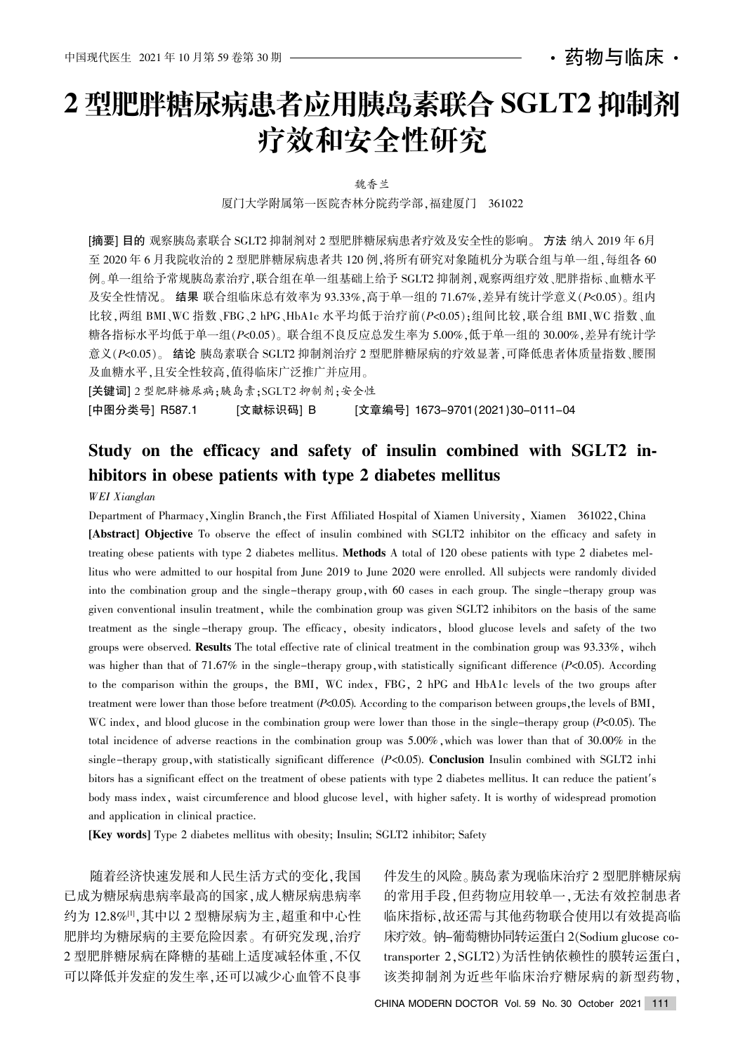# 2 型肥胖糖尿病患者应用胰岛素联合 SGLT2 抑制剂疗效和安全性研究

魏香兰

厦门大学附属第一医院杏林分院药学部，福建厦门 361022

**[摘要] 目的** 观察胰岛素联合 SGLT2 抑制剂对 2 型肥胖糖尿病患者疗效及安全性的影响。**方法** 纳入 2019 年 6月至 2020 年 6 月我院收治的 2 型肥胖糖尿病患者共 120 例，将所有研究对象随机分为联合组与单一组，每组各 60 例。单一组给予常规胰岛素治疗，联合组在单一组基础上给予 SGLT2 抑制剂，观察两组疗效、肥胖指标、血糖水平及安全性情况。**结果** 联合组临床总有效率为 93.33%，高于单一组的 71.67%，差异有统计学意义($P$<0.05)。组内比较，两组 BMI、WC 指数、FBG、2 hPG、HbA1c 水平均低于治疗前($P$<0.05)；组间比较，联合组 BMI、WC 指数、血糖各指标水平均低于单一组($P$<0.05)。联合组不良反应总发生率为 5.00%，低于单一组的 30.00%，差异有统计学意义($P$<0.05)。**结论** 胰岛素联合 SGLT2 抑制剂治疗 2 型肥胖糖尿病的疗效显著，可降低患者体质量指数、腰围及血糖水平，且安全性较高，值得临床广泛推广并应用。

**[关键词]** 2 型肥胖糖尿病；胰岛素；SGLT2 抑制剂；安全性

**[中图分类号]** R587.1　　**[文献标识码]** B　　**[文章编号]** 1673-9701(2021)30-0111-04

## Study on the efficacy and safety of insulin combined with SGLT2 inhibitors in obese patients with type 2 diabetes mellitus

*WEI Xianglan*

Department of Pharmacy, Xinglin Branch, the First Affiliated Hospital of Xiamen University, Xiamen 361022, China

**[Abstract] Objective** To observe the effect of insulin combined with SGLT2 inhibitor on the efficacy and safety in treating obese patients with type 2 diabetes mellitus. **Methods** A total of 120 obese patients with type 2 diabetes mellitus who were admitted to our hospital from June 2019 to June 2020 were enrolled. All subjects were randomly divided into the combination group and the single-therapy group, with 60 cases in each group. The single-therapy group was given conventional insulin treatment, while the combination group was given SGLT2 inhibitors on the basis of the same treatment as the single-therapy group. The efficacy, obesity indicators, blood glucose levels and safety of the two groups were observed. **Results** The total effective rate of clinical treatment in the combination group was 93.33%, wihch was higher than that of 71.67% in the single-therapy group, with statistically significant difference ($P$<0.05). According to the comparison within the groups, the BMI, WC index, FBG, 2 hPG and HbA1c levels of the two groups after treatment were lower than those before treatment ($P$<0.05). According to the comparison between groups, the levels of BMI, WC index, and blood glucose in the combination group were lower than those in the single-therapy group ($P$<0.05). The total incidence of adverse reactions in the combination group was 5.00%, which was lower than that of 30.00% in the single-therapy group, with statistically significant difference ($P$<0.05). **Conclusion** Insulin combined with SGLT2 inhibitors has a significant effect on the treatment of obese patients with type 2 diabetes mellitus. It can reduce the patient's body mass index, waist circumference and blood glucose level, with higher safety. It is worthy of widespread promotion and application in clinical practice.

**[Key words]** Type 2 diabetes mellitus with obesity; Insulin; SGLT2 inhibitor; Safety

随着经济快速发展和人民生活方式的变化，我国已成为糖尿病患者病率最高的国家，成人糖尿病患病率约为 12.8%[1]，其中以 2 型糖尿病为主，超重和中心性肥胖均为糖尿病的主要危险因素。有研究发现，治疗 2 型肥胖糖尿病在降糖的基础上适度减轻体重，不仅可以降低并发症的发生率，还可以减少心血管不良事件发生的风险。胰岛素为现临床治疗 2 型肥胖糖尿病的常用手段，但药物应用较单一，无法有效控制患者临床指标，故还需与其他药物联合使用以有效提高临床疗效。钠-葡萄糖协同转运蛋白 2(Sodium glucose co-transporter 2，SGLT2)为活性钠依赖性的膜转运蛋白，该类抑制剂为近些年临床治疗糖尿病的新型药物，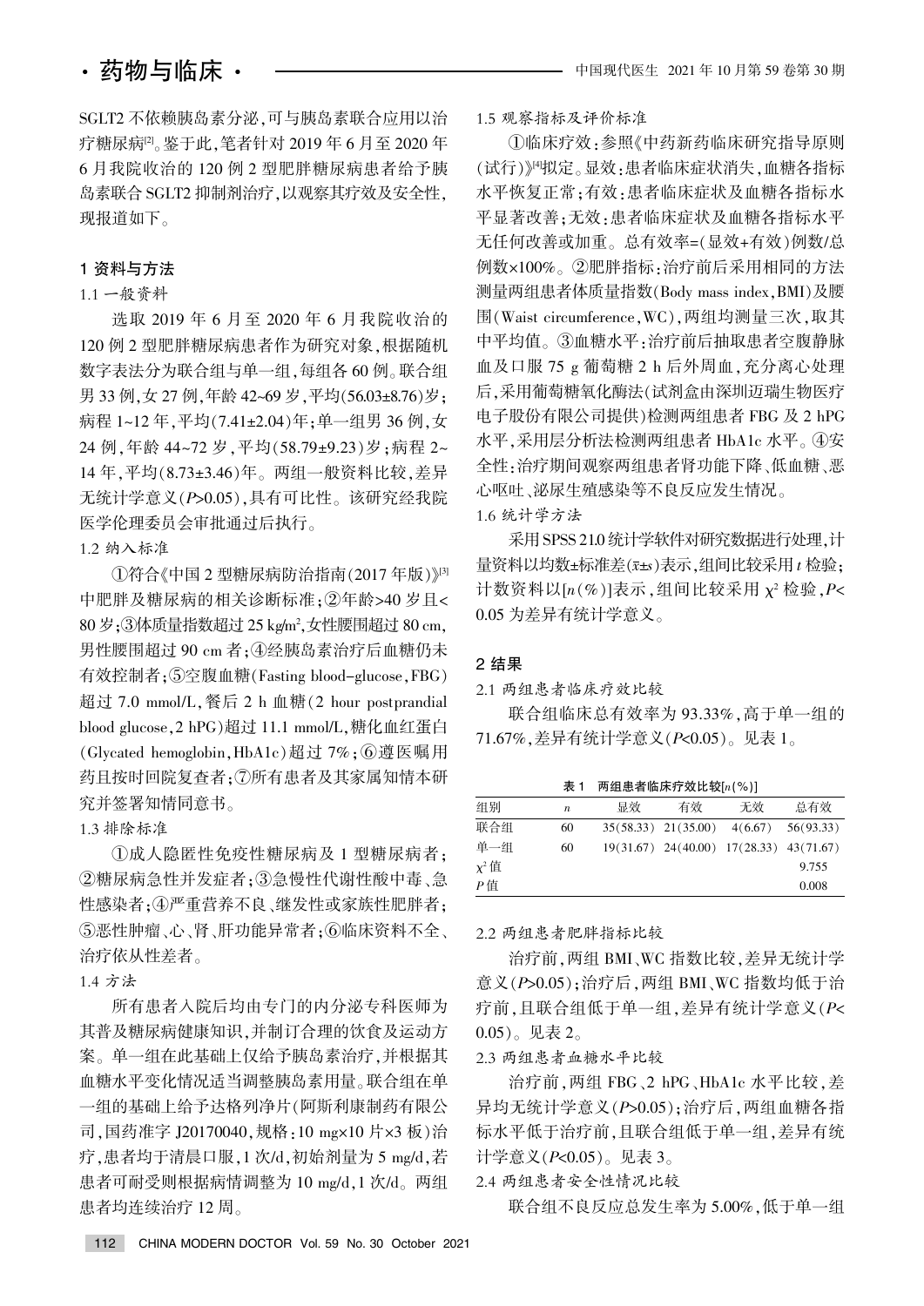SGLT2 不依赖胰岛素分泌，可与胰岛素联合应用以治疗糖尿病[2]。鉴于此，笔者针对 2019 年 6 月至 2020 年 6 月我院收治的 120 例 2 型肥胖糖尿病患者给予胰岛素联合 SGLT2 抑制剂治疗，以观察其疗效及安全性，现报道如下。

## 1 资料与方法

### 1.1 一般资料

选取 2019 年 6 月至 2020 年 6 月我院收治的 120 例 2 型肥胖糖尿病患者作为研究对象，根据随机数字表法分为联合组与单一组，每组各 60 例。联合组男 33 例，女 27 例，年龄 42~69 岁，平均(56.03±8.76)岁；病程 1~12 年，平均(7.41±2.04)年；单一组男 36 例，女 24 例，年龄 44~72 岁，平均(58.79±9.23)岁；病程 2~14 年，平均(8.73±3.46)年。两组一般资料比较，差异无统计学意义($P$>0.05)，具有可比性。该研究经我院医学伦理委员会审批通过后执行。

### 1.2 纳入标准

①符合《中国 2 型糖尿病防治指南(2017 年版)》[3]中肥胖及糖尿病的相关诊断标准；②年龄>40 岁且<80 岁；③体质量指数超过 25 kg/m$^2$，女性腰围超过 80 cm，男性腰围超过 90 cm 者；④经胰岛素治疗后血糖仍未有效控制者；⑤空腹血糖(Fasting blood-glucose，FBG)超过 7.0 mmol/L，餐后 2 h 血糖(2 hour postprandial blood glucose，2 hPG)超过 11.1 mmol/L，糖化血红蛋白(Glycated hemoglobin，HbA1c)超过 7%；⑥遵医嘱用药且按时回院复查者；⑦所有患者及其家属知情本研究并签署知情同意书。

### 1.3 排除标准

①成人隐匿性免疫性糖尿病及 1 型糖尿病者；②糖尿病急性并发症者；③急慢性代谢性酸中毒、急性感染者；④严重营养不良、继发性或家族性肥胖者；⑤恶性肿瘤、心、肾、肝功能异常者；⑥临床资料不全、治疗依从性差者。

### 1.4 方法

所有患者入院后均由专门的内分泌专科医师为其普及糖尿病健康知识，并制订合理的饮食及运动方案。单一组在此基础上仅给予胰岛素治疗，并根据其血糖水平变化情况适当调整胰岛素用量。联合组在单一组的基础上给予达格列净片(阿斯利康制药有限公司，国药准字 J20170040，规格：10 mg×10 片×3 板)治疗，患者均于清晨口服，1 次/d，初始剂量为 5 mg/d，若患者可耐受则根据病情调整为 10 mg/d，1 次/d。两组患者均连续治疗 12 周。

### 1.5 观察指标及评价标准

①临床疗效：参照《中药新药临床研究指导原则(试行)》[4]拟定。显效：患者临床症状消失，血糖各指标水平恢复正常；有效：患者临床症状及血糖各指标水平显著改善；无效：患者临床症状及血糖各指标水平无任何改善或加重。总有效率=(显效+有效)例数/总例数×100%。②肥胖指标：治疗前后采用相同的方法测量两组患者体质量指数(Body mass index，BMI)及腰围(Waist circumference，WC)，两组均测量三次，取其中平均值。③血糖水平：治疗前后抽取患者空腹静脉血及口服 75 g 葡萄糖 2 h 后外周血，充分离心处理后，采用葡萄糖氧化酶法(试剂盒由深圳迈瑞生物医疗电子股份有限公司提供)检测两组患者 FBG 及 2 hPG 水平，采用层分析法检测两组患者 HbA1c 水平。④安全性：治疗期间观察两组患者肾功能下降、低血糖、恶心呕吐、泌尿生殖感染等不良反应发生情况。

### 1.6 统计学方法

采用 SPSS 21.0 统计学软件对研究数据进行处理，计量资料以均数±标准差($\bar{x}±s$)表示，组间比较采用 $t$ 检验；计数资料以[$n$(%)]表示，组间比较采用 $\chi^2$ 检验，$P$<0.05 为差异有统计学意义。

## 2 结果

### 2.1 两组患者临床疗效比较

联合组临床总有效率为 93.33%，高于单一组的 71.67%，差异有统计学意义($P$<0.05)。见表 1。

表 1　两组患者临床疗效比较[$n$(%)]

| 组别 | $n$ | 显效 | 有效 | 无效 | 总有效 |
|---|---|---|---|---|---|
| 联合组 | 60 | 35(58.33) | 21(35.00) | 4(6.67) | 56(93.33) |
| 单一组 | 60 | 19(31.67) | 24(40.00) | 17(28.33) | 43(71.67) |
| $\chi^2$ 值 | | | | | 9.755 |
| $P$ 值 | | | | | 0.008 |

### 2.2 两组患者肥胖指标比较

治疗前，两组 BMI、WC 指数比较，差异无统计学意义($P$>0.05)；治疗后，两组 BMI、WC 指数均低于治疗前，且联合组低于单一组，差异有统计学意义($P$<0.05)。见表 2。

### 2.3 两组患者血糖水平比较

治疗前，两组 FBG、2 hPG、HbA1c 水平比较，差异均无统计学意义($P$>0.05)；治疗后，两组血糖各指标水平低于治疗前，且联合组低于单一组，差异有统计学意义($P$<0.05)。见表 3。

### 2.4 两组患者安全性情况比较

联合组不良反应总发生率为 5.00%，低于单一组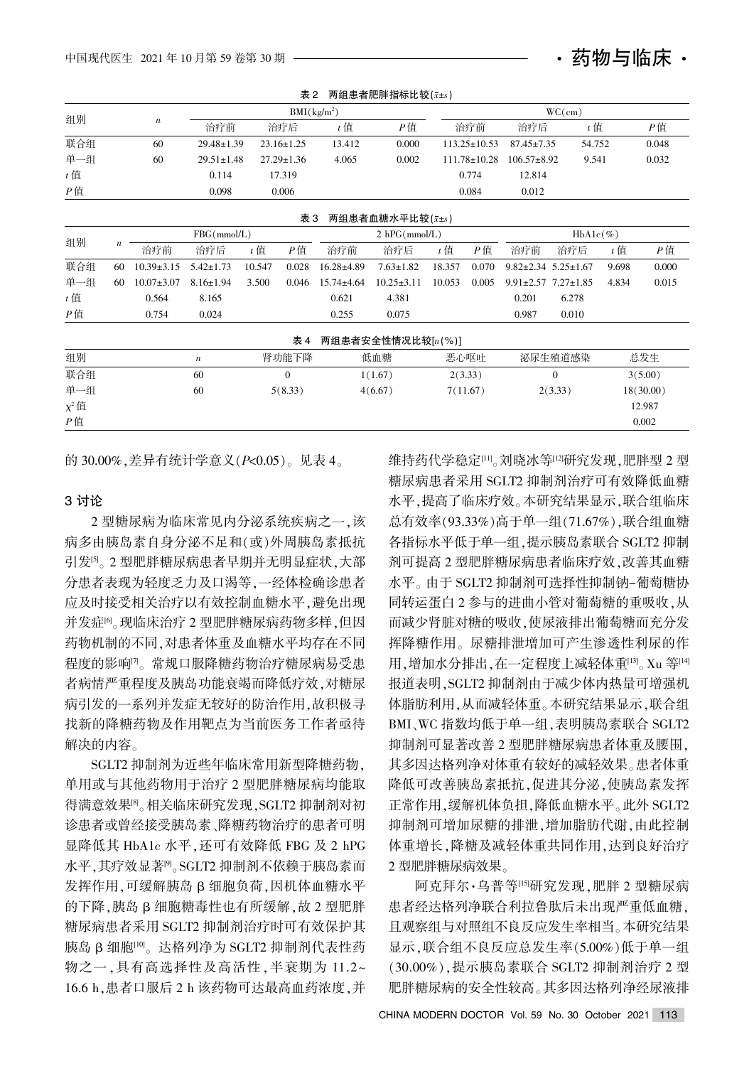表 2 两组患者肥胖指标比较($\bar{x}\pm s$)

| 组别 | $n$ | BMI(kg/m²) | | | | WC(cm) | | | |
|---|---|---|---|---|---|---|---|---|---|
| | | 治疗前 | 治疗后 | $t$ 值 | $P$ 值 | 治疗前 | 治疗后 | $t$ 值 | $P$ 值 |
| 联合组 | 60 | 29.48±1.39 | 23.16±1.25 | 13.412 | 0.000 | 113.25±10.53 | 87.45±7.35 | 54.752 | 0.048 |
| 单一组 | 60 | 29.51±1.48 | 27.29±1.36 | 4.065 | 0.002 | 111.78±10.28 | 106.57±8.92 | 9.541 | 0.032 |
| $t$ 值 | | 0.114 | 17.319 | | | 0.774 | 12.814 | | |
| $P$ 值 | | 0.098 | 0.006 | | | 0.084 | 0.012 | | |

表 3 两组患者血糖水平比较($\bar{x}\pm s$)

| 组别 | $n$ | FBG(mmol/L) | | | | 2 hPG(mmol/L) | | | | HbA1c(%) | | | |
|---|---|---|---|---|---|---|---|---|---|---|---|---|---|
| | | 治疗前 | 治疗后 | $t$ 值 | $P$ 值 | 治疗前 | 治疗后 | $t$ 值 | $P$ 值 | 治疗前 | 治疗后 | $t$ 值 | $P$ 值 |
| 联合组 | 60 | 10.39±3.15 | 5.42±1.73 | 10.547 | 0.028 | 16.28±4.89 | 7.63±1.82 | 18.357 | 0.070 | 9.82±2.34 | 5.25±1.67 | 9.698 | 0.000 |
| 单一组 | 60 | 10.07±3.07 | 8.16±1.94 | 3.500 | 0.046 | 15.74±4.64 | 10.25±3.11 | 10.053 | 0.005 | 9.91±2.57 | 7.27±1.85 | 4.834 | 0.015 |
| $t$ 值 | | 0.564 | 8.165 | | | 0.621 | 4.381 | | | 0.201 | 6.278 | | |
| $P$ 值 | | 0.754 | 0.024 | | | 0.255 | 0.075 | | | 0.987 | 0.010 | | |

表 4 两组患者安全性情况比较[$n$(%)]

| 组别 | $n$ | 肾功能下降 | 低血糖 | 恶心呕吐 | 泌尿生殖道感染 | 总发生 |
|---|---|---|---|---|---|---|
| 联合组 | 60 | 0 | 1(1.67) | 2(3.33) | 0 | 3(5.00) |
| 单一组 | 60 | 5(8.33) | 4(6.67) | 7(11.67) | 2(3.33) | 18(30.00) |
| $\chi^2$ 值 | | | | | | 12.987 |
| $P$ 值 | | | | | | 0.002 |

的 30.00%,差异有统计学意义($P$<0.05)。见表 4。

## 3 讨论

2 型糖尿病为临床常见内分泌系统疾病之一,该病多由胰岛素自身分泌不足和(或)外周胰岛素抵抗引发[5]。2 型肥胖糖尿病患者早期并无明显症状,大部分患者表现为轻度乏力及口渴等,一经体检确诊患者应及时接受相关治疗以有效控制血糖水平,避免出现并发症[6]。现临床治疗 2 型肥胖糖尿病药物多样,但因药物机制的不同,对患者体重及血糖水平均存在不同程度的影响[7]。常规口服降糖药物治疗糖尿病易受患者病情严重程度及胰岛功能衰竭而降低疗效,对糖尿病引发的一系列并发症无较好的防治作用,故积极寻找新的降糖药物及作用靶点为当前医务工作者亟待解决的内容。

SGLT2 抑制剂为近些年临床常用新型降糖药物,单用或与其他药物用于治疗 2 型肥胖糖尿病均能取得满意效果[8]。相关临床研究发现,SGLT2 抑制剂对初诊患者或曾经接受胰岛素、降糖药物治疗的患者可明显降低其 HbA1c 水平,还可有效降低 FBG 及 2 hPG 水平,其疗效显著[9]。SGLT2 抑制剂不依赖于胰岛素而发挥作用,可缓解胰岛 β 细胞负荷,因机体血糖水平的下降,胰岛 β 细胞糖毒性也有所缓解,故 2 型肥胖糖尿病患者采用 SGLT2 抑制剂治疗时可有效保护其胰岛 β 细胞[10]。达格列净为 SGLT2 抑制剂代表性药物之一,具有高选择性及高活性,半衰期为 11.2~16.6 h,患者口服后 2 h 该药物可达最高血药浓度,并维持药代学稳定[11]。刘晓冰等[12]研究发现,肥胖型 2 型糖尿病患者采用 SGLT2 抑制剂治疗可有效降低血糖水平,提高了临床疗效。本研究结果显示,联合组临床总有效率(93.33%)高于单一组(71.67%),联合组血糖各指标水平低于单一组,提示胰岛素联合 SGLT2 抑制剂可提高 2 型肥胖糖尿病患者临床疗效,改善其血糖水平。由于 SGLT2 抑制剂可选择性抑制钠-葡萄糖协同转运蛋白 2 参与的近曲小管对葡萄糖的重吸收,从而减少肾脏对糖的吸收,使尿液排出葡萄糖而充分发挥降糖作用。尿糖排泄增加可产生渗透性利尿的作用,增加水分排出,在一定程度上减轻体重[13]。Xu 等[14]报道表明,SGLT2 抑制剂由于减少体内热量可增强机体脂肪利用,从而减轻体重。本研究结果显示,联合组 BMI、WC 指数均低于单一组,表明胰岛素联合 SGLT2 抑制剂可显著改善 2 型肥胖糖尿病患者体重及腰围,其多因达格列净对体重有较好的减轻效果。患者体重降低可改善胰岛素抵抗,促进其分泌,使胰岛素发挥正常作用,缓解机体负担,降低血糖水平。此外 SGLT2 抑制剂可增加尿糖的排泄,增加脂肪代谢,由此控制体重增长,降糖及减轻体重共同作用,达到良好治疗 2 型肥胖糖尿病效果。

阿克拜尔·乌普等[15]研究发现,肥胖 2 型糖尿病患者经达格列净联合利拉鲁肽后未出现严重低血糖,且观察组与对照组不良反应发生率相当。本研究结果显示,联合组不良反应总发生率(5.00%)低于单一组(30.00%),提示胰岛素联合 SGLT2 抑制剂治疗 2 型肥胖糖尿病的安全性较高。其多因达格列净经尿液排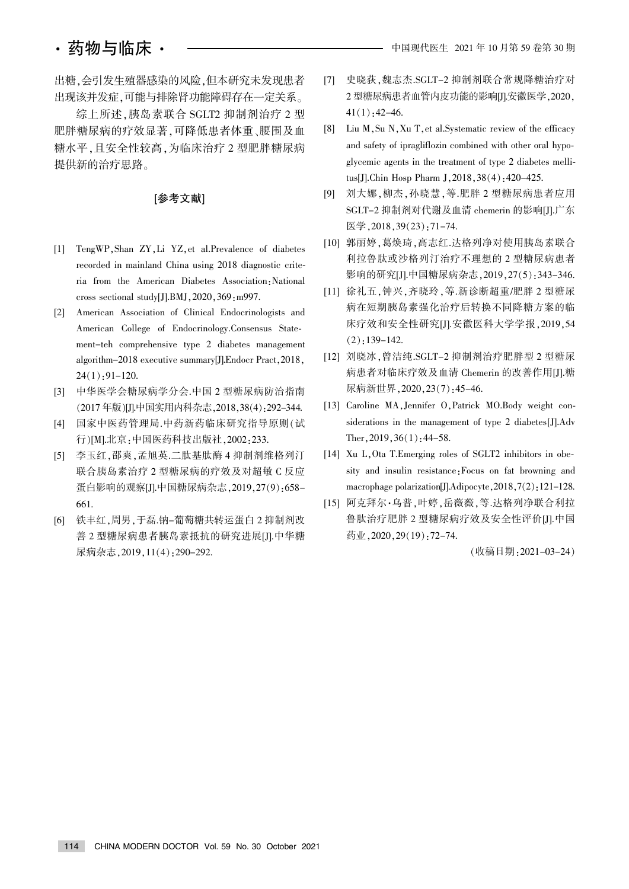出糖，会引发生殖器感染的风险，但本研究未发现患者出现该并发症，可能与排除肾功能障碍存在一定关系。

综上所述，胰岛素联合 SGLT2 抑制剂治疗 2 型肥胖糖尿病的疗效显著，可降低患者体重、腰围及血糖水平，且安全性较高，为临床治疗 2 型肥胖糖尿病提供新的治疗思路。

## [参考文献]

[1] TengWP,Shan ZY,Li YZ,et al.Prevalence of diabetes recorded in mainland China using 2018 diagnostic criteria from the American Diabetes Association:National cross sectional study[J].BMJ,2020,369:m997.

[2] American Association of Clinical Endocrinologists and American College of Endocrinology.Consensus Statement-teh comprehensive type 2 diabetes management algorithm-2018 executive summary[J].Endocr Pract,2018,24(1):91-120.

[3] 中华医学会糖尿病学分会.中国 2 型糖尿病防治指南(2017 年版)[J].中国实用内科杂志,2018,38(4):292-344.

[4] 国家中医药管理局.中药新药临床研究指导原则(试行)[M].北京:中国医药科技出版社,2002:233.

[5] 李玉红,邵爽,孟旭英.二肽基肽酶 4 抑制剂维格列汀联合胰岛素治疗 2 型糖尿病的疗效及对超敏 C 反应蛋白影响的观察[J].中国糖尿病杂志,2019,27(9):658-661.

[6] 铁丰红,周男,于磊.钠-葡萄糖共转运蛋白 2 抑制剂改善 2 型糖尿病患者胰岛素抵抗的研究进展[J].中华糖尿病杂志,2019,11(4):290-292.

[7] 史晓荻,魏志杰.SGLT-2 抑制剂联合常规降糖治疗对 2 型糖尿病患者血管内皮功能的影响[J].安徽医学,2020,41(1):42-46.

[8] Liu M,Su N,Xu T,et al.Systematic review of the efficacy and safety of ipragliflozin combined with other oral hypoglycemic agents in the treatment of type 2 diabetes mellitus[J].Chin Hosp Pharm J,2018,38(4):420-425.

[9] 刘大娜,柳杰,孙晓慧,等.肥胖 2 型糖尿病患者应用 SGLT-2 抑制剂对代谢及血清 chemerin 的影响[J].广东医学,2018,39(23):71-74.

[10] 郭丽婷,葛焕琦,高志红.达格列净对使用胰岛素联合利拉鲁肽或沙格列汀治疗不理想的 2 型糖尿病患者影响的研究[J].中国糖尿病杂志,2019,27(5):343-346.

[11] 徐礼五,钟兴,齐晓玲,等.新诊断超重/肥胖 2 型糖尿病在短期胰岛素强化治疗后转换不同降糖方案的临床疗效和安全性研究[J].安徽医科大学学报,2019,54(2):139-142.

[12] 刘晓冰,曾洁纯.SGLT-2 抑制剂治疗肥胖型 2 型糖尿病患者对临床疗效及血清 Chemerin 的改善作用[J].糖尿病新世界,2020,23(7):45-46.

[13] Caroline MA,Jennifer O,Patrick MO.Body weight considerations in the management of type 2 diabetes[J].Adv Ther,2019,36(1):44-58.

[14] Xu L,Ota T.Emerging roles of SGLT2 inhibitors in obesity and insulin resistance:Focus on fat browning and macrophage polarization[J].Adipocyte,2018,7(2):121-128.

[15] 阿克拜尔·乌普,叶婷,岳薇薇,等.达格列净联合利拉鲁肽治疗肥胖 2 型糖尿病疗效及安全性评价[J].中国药业,2020,29(19):72-74.

(收稿日期:2021-03-24)